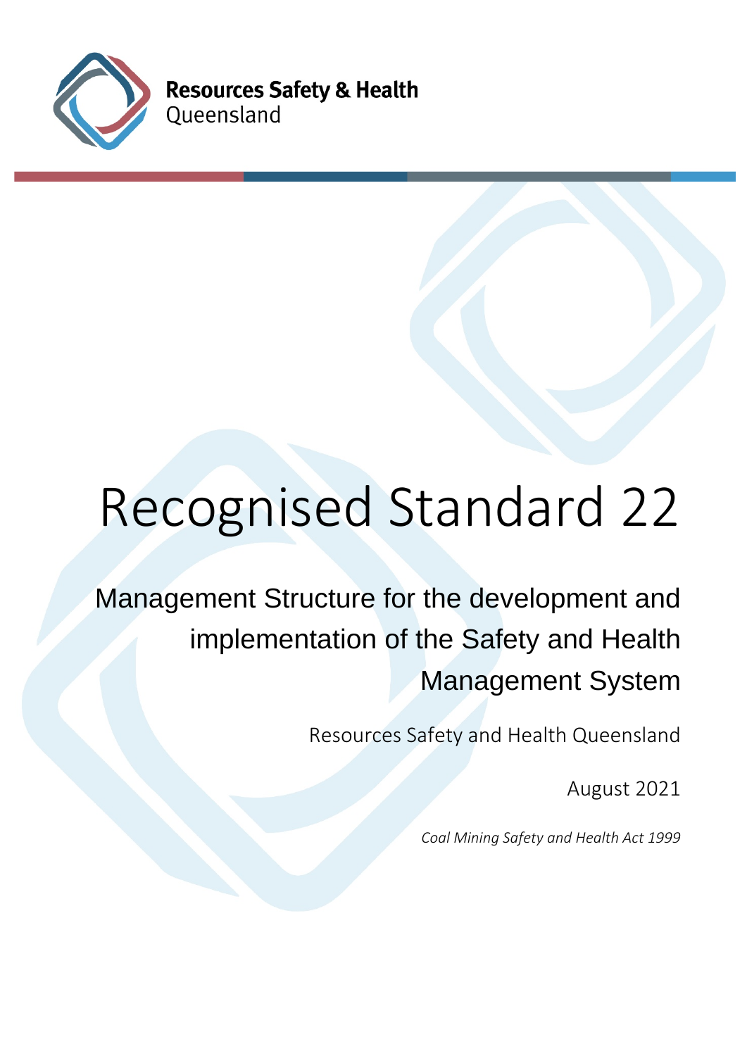Resources Safety & Health Queensland

# Recognised Standard 22

## Management Structure for the development and implementation of the Safety and Health Management System

Resources Safety and Health Queensland

August 2021

*Coal Mining Safety and Health Act 1999*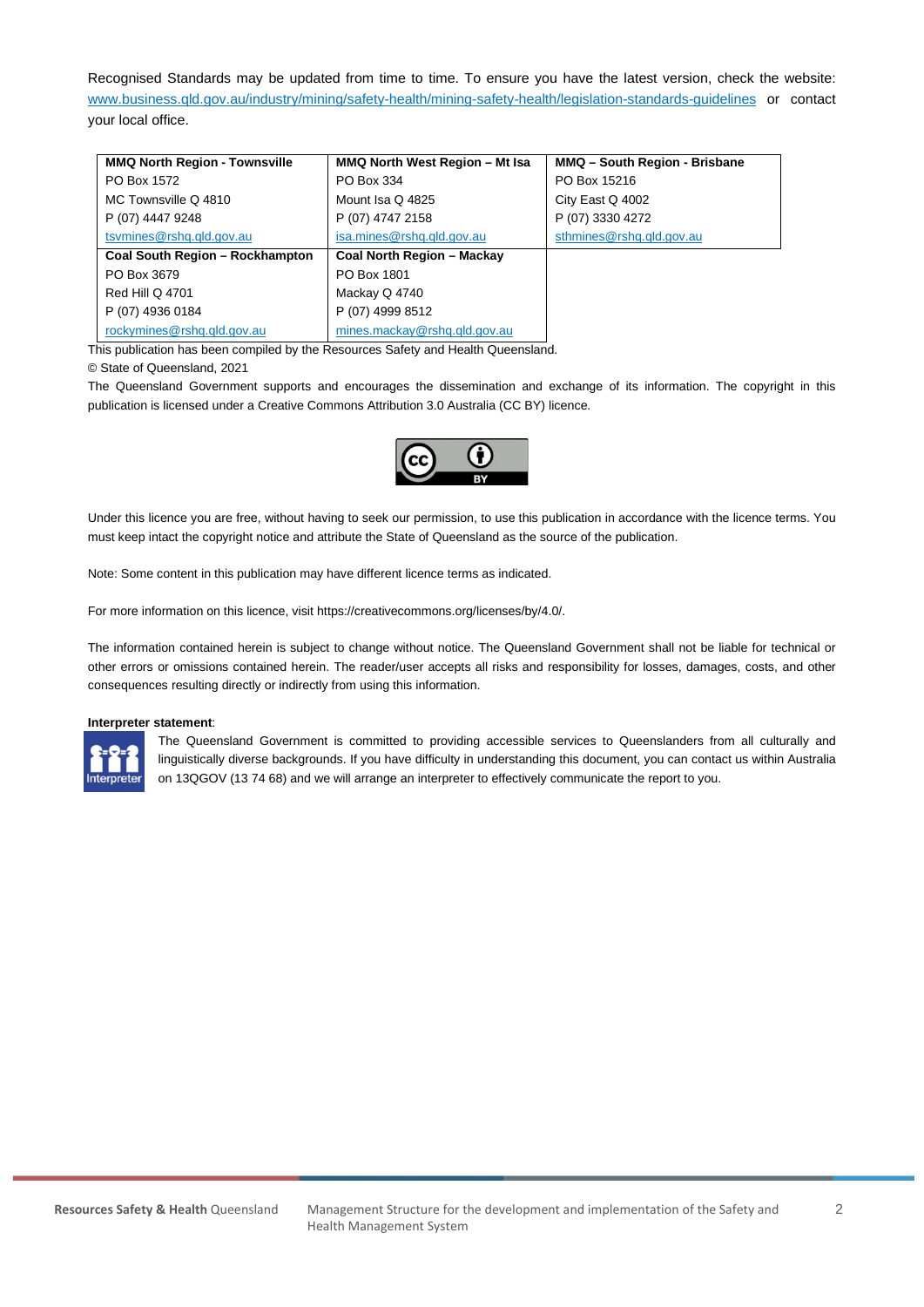Recognised Standards may be updated from time to time. To ensure you have the latest version, check the website: www.business.qld.gov.au/industry/mining/safety-health/mining-safety-health/legislation-standards-guidelines or contact your local office.

| MMQ North Region - Townsville | MMQ North West Region – Mt Isa | MMQ – South Region - Brisbane |
|---|---|---|
| PO Box 1572<br>MC Townsville Q 4810<br>P (07) 4447 9248<br>tsvmines@rshq.qld.gov.au | PO Box 334<br>Mount Isa Q 4825<br>P (07) 4747 2158<br>isa.mines@rshq.qld.gov.au | PO Box 15216<br>City East Q 4002<br>P (07) 3330 4272<br>sthmines@rshq.qld.gov.au |
| **Coal South Region – Rockhampton** | **Coal North Region – Mackay** | |
| PO Box 3679<br>Red Hill Q 4701<br>P (07) 4936 0184<br>rockymines@rshq.qld.gov.au | PO Box 1801<br>Mackay Q 4740<br>P (07) 4999 8512<br>mines.mackay@rshq.qld.gov.au | |

This publication has been compiled by the Resources Safety and Health Queensland.

© State of Queensland, 2021

The Queensland Government supports and encourages the dissemination and exchange of its information. The copyright in this publication is licensed under a Creative Commons Attribution 3.0 Australia (CC BY) licence.

Under this licence you are free, without having to seek our permission, to use this publication in accordance with the licence terms. You must keep intact the copyright notice and attribute the State of Queensland as the source of the publication.

Note: Some content in this publication may have different licence terms as indicated.

For more information on this licence, visit https://creativecommons.org/licenses/by/4.0/.

The information contained herein is subject to change without notice. The Queensland Government shall not be liable for technical or other errors or omissions contained herein. The reader/user accepts all risks and responsibility for losses, damages, costs, and other consequences resulting directly or indirectly from using this information.

**Interpreter statement**:

The Queensland Government is committed to providing accessible services to Queenslanders from all culturally and linguistically diverse backgrounds. If you have difficulty in understanding this document, you can contact us within Australia on 13QGOV (13 74 68) and we will arrange an interpreter to effectively communicate the report to you.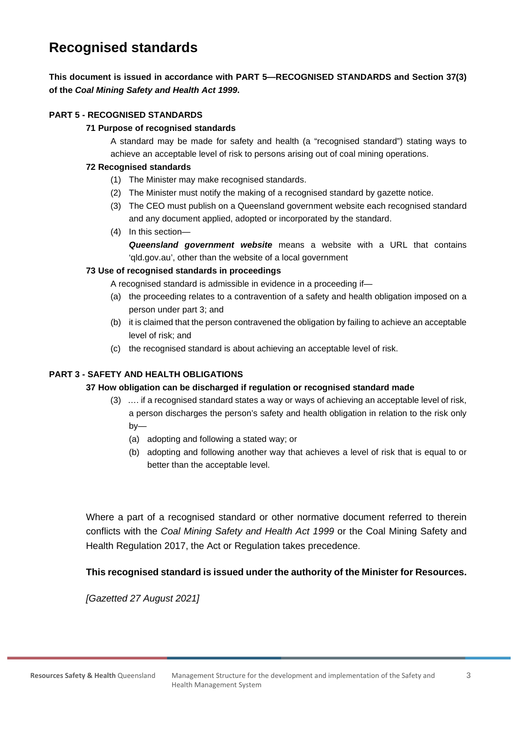# Recognised standards

**This document is issued in accordance with PART 5—RECOGNISED STANDARDS and Section 37(3) of the *Coal Mining Safety and Health Act 1999*.**

**PART 5 - RECOGNISED STANDARDS**

**71 Purpose of recognised standards**

A standard may be made for safety and health (a "recognised standard") stating ways to achieve an acceptable level of risk to persons arising out of coal mining operations.

**72 Recognised standards**

(1) The Minister may make recognised standards.

(2) The Minister must notify the making of a recognised standard by gazette notice.

(3) The CEO must publish on a Queensland government website each recognised standard and any document applied, adopted or incorporated by the standard.

(4) In this section—

***Queensland government website*** means a website with a URL that contains 'qld.gov.au', other than the website of a local government

**73 Use of recognised standards in proceedings**

A recognised standard is admissible in evidence in a proceeding if—

(a) the proceeding relates to a contravention of a safety and health obligation imposed on a person under part 3; and

(b) it is claimed that the person contravened the obligation by failing to achieve an acceptable level of risk; and

(c) the recognised standard is about achieving an acceptable level of risk.

**PART 3 - SAFETY AND HEALTH OBLIGATIONS**

**37 How obligation can be discharged if regulation or recognised standard made**

(3) …. if a recognised standard states a way or ways of achieving an acceptable level of risk, a person discharges the person's safety and health obligation in relation to the risk only by—

(a) adopting and following a stated way; or

(b) adopting and following another way that achieves a level of risk that is equal to or better than the acceptable level.

Where a part of a recognised standard or other normative document referred to therein conflicts with the *Coal Mining Safety and Health Act 1999* or the Coal Mining Safety and Health Regulation 2017, the Act or Regulation takes precedence.

**This recognised standard is issued under the authority of the Minister for Resources.**

*[Gazetted 27 August 2021]*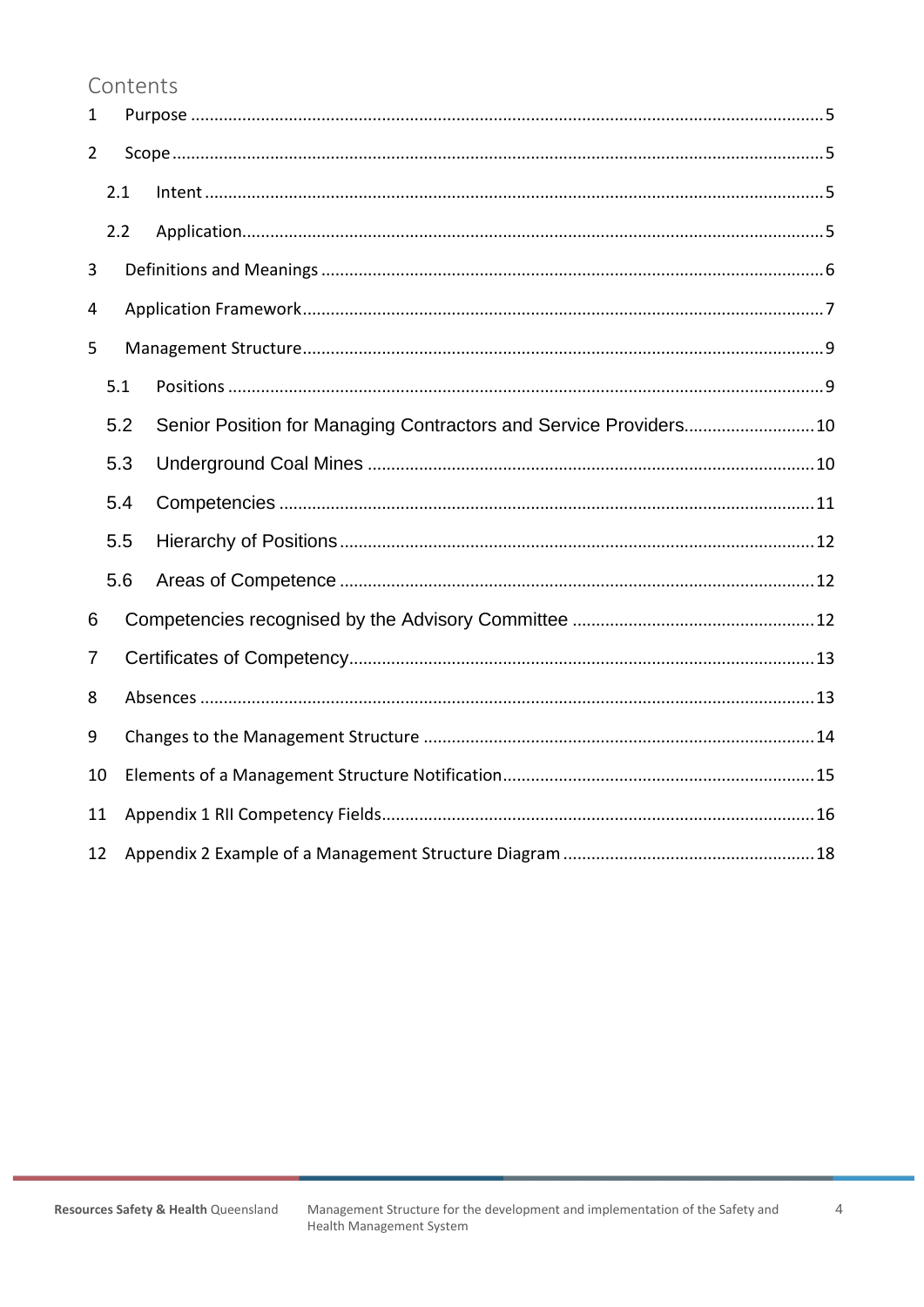# Contents

1 Purpose ..... 5

2 Scope ..... 5

- 2.1 Intent ..... 5
- 2.2 Application ..... 5

3 Definitions and Meanings ..... 6

4 Application Framework ..... 7

5 Management Structure ..... 9

- 5.1 Positions ..... 9
- 5.2 Senior Position for Managing Contractors and Service Providers ..... 10
- 5.3 Underground Coal Mines ..... 10
- 5.4 Competencies ..... 11
- 5.5 Hierarchy of Positions ..... 12
- 5.6 Areas of Competence ..... 12

6 Competencies recognised by the Advisory Committee ..... 12

7 Certificates of Competency ..... 13

8 Absences ..... 13

9 Changes to the Management Structure ..... 14

10 Elements of a Management Structure Notification ..... 15

11 Appendix 1 RII Competency Fields ..... 16

12 Appendix 2 Example of a Management Structure Diagram ..... 18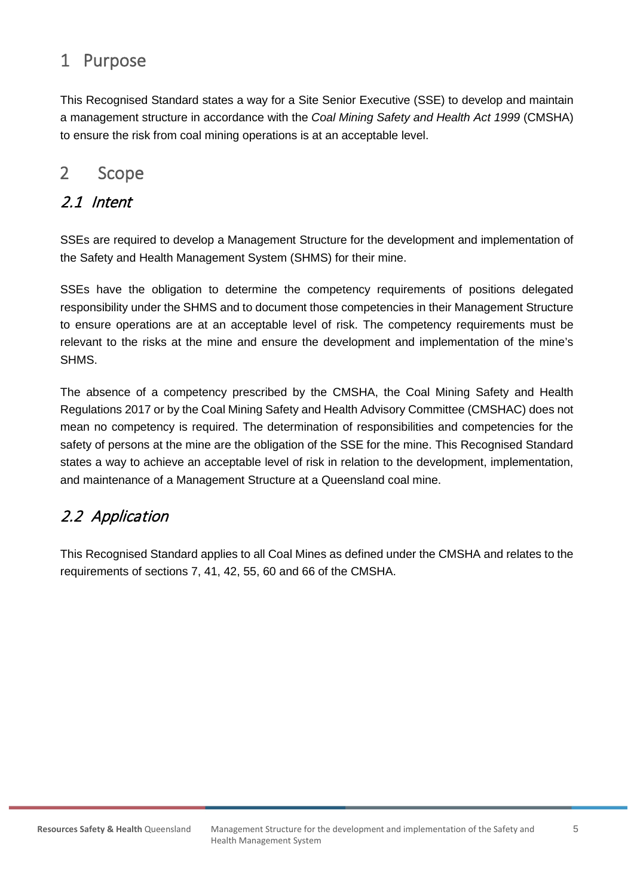# 1 Purpose

This Recognised Standard states a way for a Site Senior Executive (SSE) to develop and maintain a management structure in accordance with the *Coal Mining Safety and Health Act 1999* (CMSHA) to ensure the risk from coal mining operations is at an acceptable level.

# 2 Scope

## 2.1 Intent

SSEs are required to develop a Management Structure for the development and implementation of the Safety and Health Management System (SHMS) for their mine.

SSEs have the obligation to determine the competency requirements of positions delegated responsibility under the SHMS and to document those competencies in their Management Structure to ensure operations are at an acceptable level of risk. The competency requirements must be relevant to the risks at the mine and ensure the development and implementation of the mine's SHMS.

The absence of a competency prescribed by the CMSHA, the Coal Mining Safety and Health Regulations 2017 or by the Coal Mining Safety and Health Advisory Committee (CMSHAC) does not mean no competency is required. The determination of responsibilities and competencies for the safety of persons at the mine are the obligation of the SSE for the mine. This Recognised Standard states a way to achieve an acceptable level of risk in relation to the development, implementation, and maintenance of a Management Structure at a Queensland coal mine.

## 2.2 Application

This Recognised Standard applies to all Coal Mines as defined under the CMSHA and relates to the requirements of sections 7, 41, 42, 55, 60 and 66 of the CMSHA.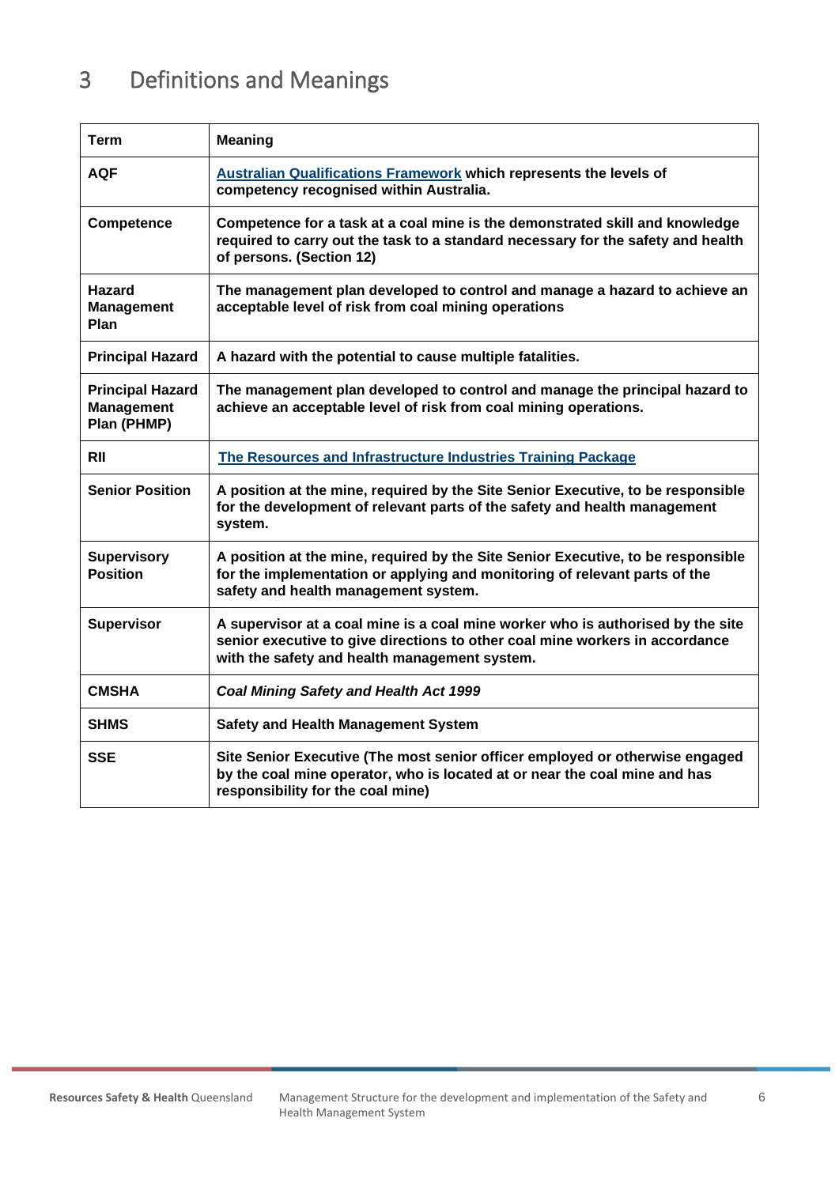# 3 Definitions and Meanings

| Term | Meaning |
|---|---|
| AQF | [Australian Qualifications Framework](#) which represents the levels of competency recognised within Australia. |
| Competence | Competence for a task at a coal mine is the demonstrated skill and knowledge required to carry out the task to a standard necessary for the safety and health of persons. (Section 12) |
| Hazard Management Plan | The management plan developed to control and manage a hazard to achieve an acceptable level of risk from coal mining operations |
| Principal Hazard | A hazard with the potential to cause multiple fatalities. |
| Principal Hazard Management Plan (PHMP) | The management plan developed to control and manage the principal hazard to achieve an acceptable level of risk from coal mining operations. |
| RII | [The Resources and Infrastructure Industries Training Package](#) |
| Senior Position | A position at the mine, required by the Site Senior Executive, to be responsible for the development of relevant parts of the safety and health management system. |
| Supervisory Position | A position at the mine, required by the Site Senior Executive, to be responsible for the implementation or applying and monitoring of relevant parts of the safety and health management system. |
| Supervisor | A supervisor at a coal mine is a coal mine worker who is authorised by the site senior executive to give directions to other coal mine workers in accordance with the safety and health management system. |
| CMSHA | *Coal Mining Safety and Health Act 1999* |
| SHMS | Safety and Health Management System |
| SSE | Site Senior Executive (The most senior officer employed or otherwise engaged by the coal mine operator, who is located at or near the coal mine and has responsibility for the coal mine) |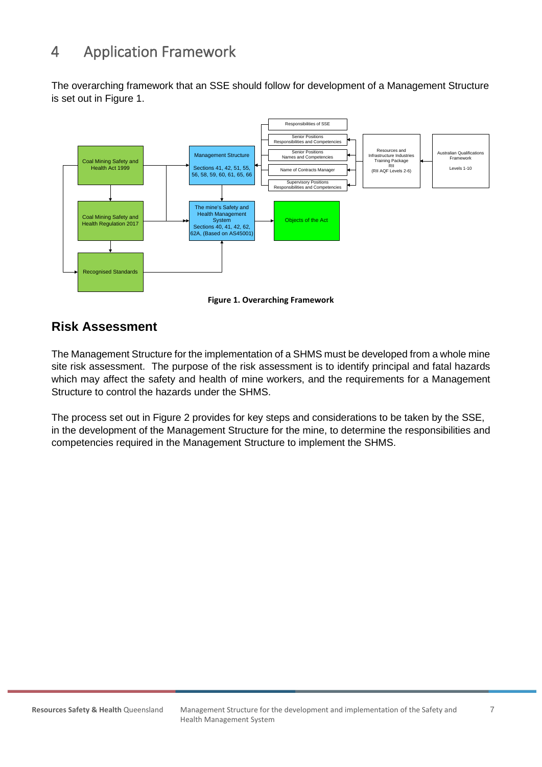# 4 Application Framework

The overarching framework that an SSE should follow for development of a Management Structure is set out in Figure 1.

**Figure 1. Overarching Framework**

## Risk Assessment

The Management Structure for the implementation of a SHMS must be developed from a whole mine site risk assessment. The purpose of the risk assessment is to identify principal and fatal hazards which may affect the safety and health of mine workers, and the requirements for a Management Structure to control the hazards under the SHMS.

The process set out in Figure 2 provides for key steps and considerations to be taken by the SSE, in the development of the Management Structure for the mine, to determine the responsibilities and competencies required in the Management Structure to implement the SHMS.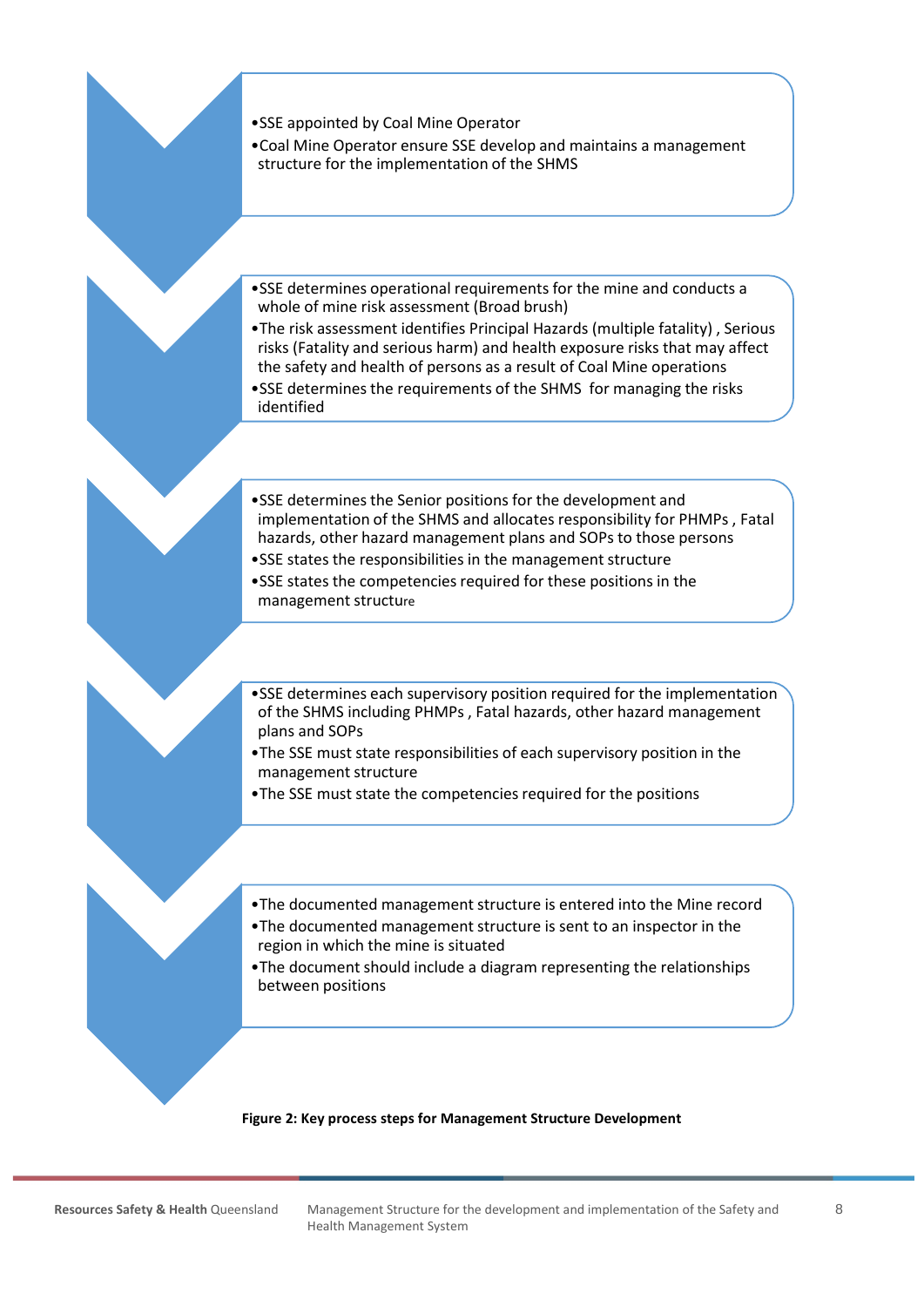- SSE appointed by Coal Mine Operator
- Coal Mine Operator ensure SSE develop and maintains a management structure for the implementation of the SHMS

- SSE determines operational requirements for the mine and conducts a whole of mine risk assessment (Broad brush)
- The risk assessment identifies Principal Hazards (multiple fatality) , Serious risks (Fatality and serious harm) and health exposure risks that may affect the safety and health of persons as a result of Coal Mine operations
- SSE determines the requirements of the SHMS for managing the risks identified

- SSE determines the Senior positions for the development and implementation of the SHMS and allocates responsibility for PHMPs , Fatal hazards, other hazard management plans and SOPs to those persons
- SSE states the responsibilities in the management structure
- SSE states the competencies required for these positions in the management structure

- SSE determines each supervisory position required for the implementation of the SHMS including PHMPs , Fatal hazards, other hazard management plans and SOPs
- The SSE must state responsibilities of each supervisory position in the management structure
- The SSE must state the competencies required for the positions

- The documented management structure is entered into the Mine record
- The documented management structure is sent to an inspector in the region in which the mine is situated
- The document should include a diagram representing the relationships between positions

**Figure 2: Key process steps for Management Structure Development**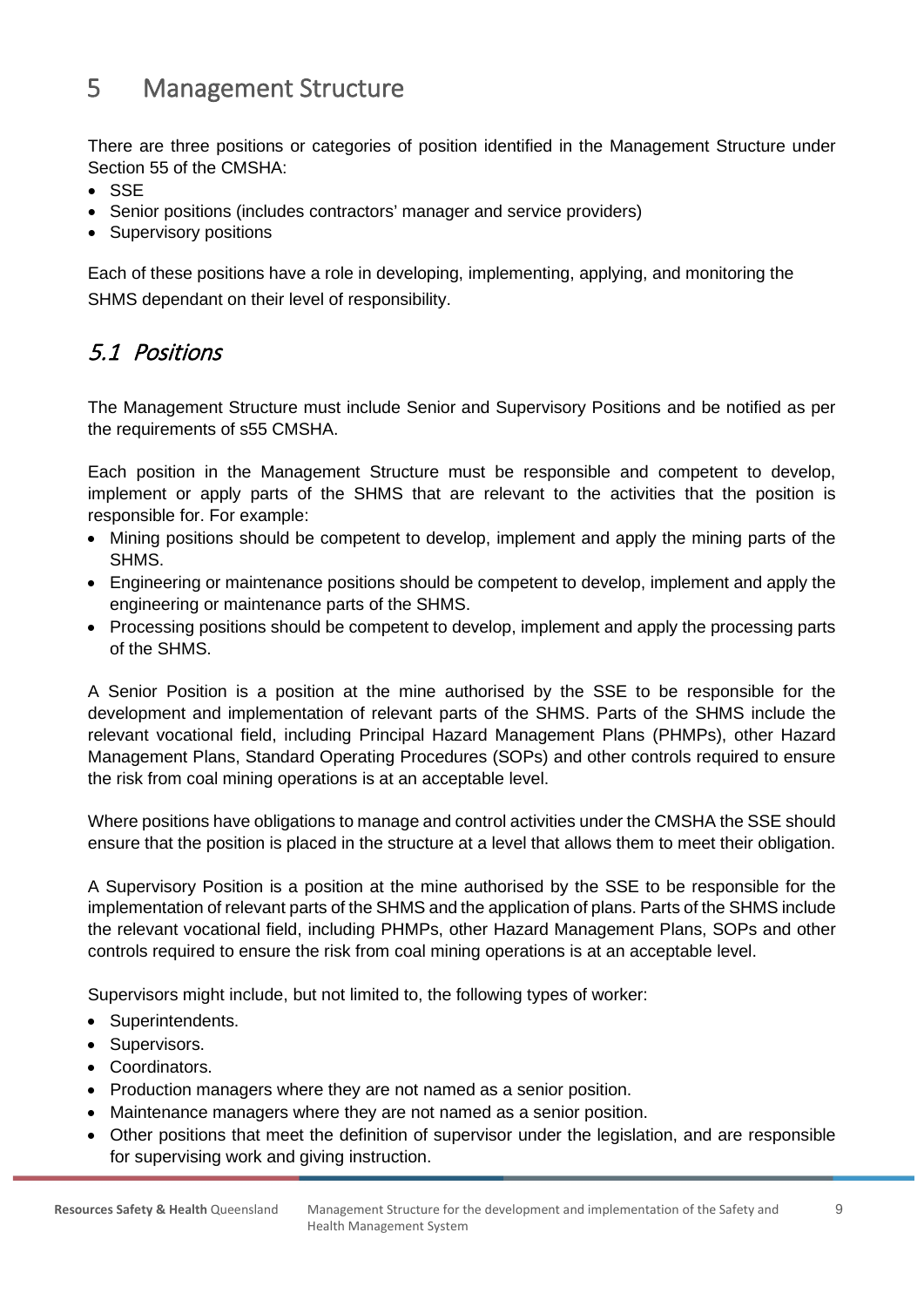# 5 Management Structure

There are three positions or categories of position identified in the Management Structure under Section 55 of the CMSHA:

- SSE
- Senior positions (includes contractors' manager and service providers)
- Supervisory positions

Each of these positions have a role in developing, implementing, applying, and monitoring the SHMS dependant on their level of responsibility.

## *5.1 Positions*

The Management Structure must include Senior and Supervisory Positions and be notified as per the requirements of s55 CMSHA.

Each position in the Management Structure must be responsible and competent to develop, implement or apply parts of the SHMS that are relevant to the activities that the position is responsible for. For example:

- Mining positions should be competent to develop, implement and apply the mining parts of the SHMS.
- Engineering or maintenance positions should be competent to develop, implement and apply the engineering or maintenance parts of the SHMS.
- Processing positions should be competent to develop, implement and apply the processing parts of the SHMS.

A Senior Position is a position at the mine authorised by the SSE to be responsible for the development and implementation of relevant parts of the SHMS. Parts of the SHMS include the relevant vocational field, including Principal Hazard Management Plans (PHMPs), other Hazard Management Plans, Standard Operating Procedures (SOPs) and other controls required to ensure the risk from coal mining operations is at an acceptable level.

Where positions have obligations to manage and control activities under the CMSHA the SSE should ensure that the position is placed in the structure at a level that allows them to meet their obligation.

A Supervisory Position is a position at the mine authorised by the SSE to be responsible for the implementation of relevant parts of the SHMS and the application of plans. Parts of the SHMS include the relevant vocational field, including PHMPs, other Hazard Management Plans, SOPs and other controls required to ensure the risk from coal mining operations is at an acceptable level.

Supervisors might include, but not limited to, the following types of worker:

- Superintendents.
- Supervisors.
- Coordinators.
- Production managers where they are not named as a senior position.
- Maintenance managers where they are not named as a senior position.
- Other positions that meet the definition of supervisor under the legislation, and are responsible for supervising work and giving instruction.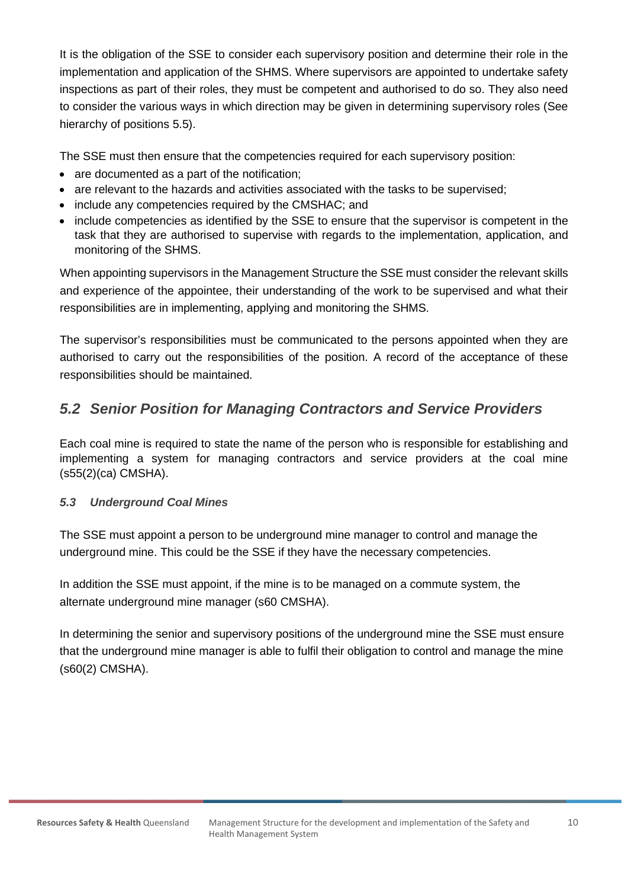It is the obligation of the SSE to consider each supervisory position and determine their role in the implementation and application of the SHMS. Where supervisors are appointed to undertake safety inspections as part of their roles, they must be competent and authorised to do so. They also need to consider the various ways in which direction may be given in determining supervisory roles (See hierarchy of positions 5.5).

The SSE must then ensure that the competencies required for each supervisory position:

- are documented as a part of the notification;
- are relevant to the hazards and activities associated with the tasks to be supervised;
- include any competencies required by the CMSHAC; and
- include competencies as identified by the SSE to ensure that the supervisor is competent in the task that they are authorised to supervise with regards to the implementation, application, and monitoring of the SHMS.

When appointing supervisors in the Management Structure the SSE must consider the relevant skills and experience of the appointee, their understanding of the work to be supervised and what their responsibilities are in implementing, applying and monitoring the SHMS.

The supervisor's responsibilities must be communicated to the persons appointed when they are authorised to carry out the responsibilities of the position. A record of the acceptance of these responsibilities should be maintained.

## *5.2 Senior Position for Managing Contractors and Service Providers*

Each coal mine is required to state the name of the person who is responsible for establishing and implementing a system for managing contractors and service providers at the coal mine (s55(2)(ca) CMSHA).

### *5.3 Underground Coal Mines*

The SSE must appoint a person to be underground mine manager to control and manage the underground mine. This could be the SSE if they have the necessary competencies.

In addition the SSE must appoint, if the mine is to be managed on a commute system, the alternate underground mine manager (s60 CMSHA).

In determining the senior and supervisory positions of the underground mine the SSE must ensure that the underground mine manager is able to fulfil their obligation to control and manage the mine (s60(2) CMSHA).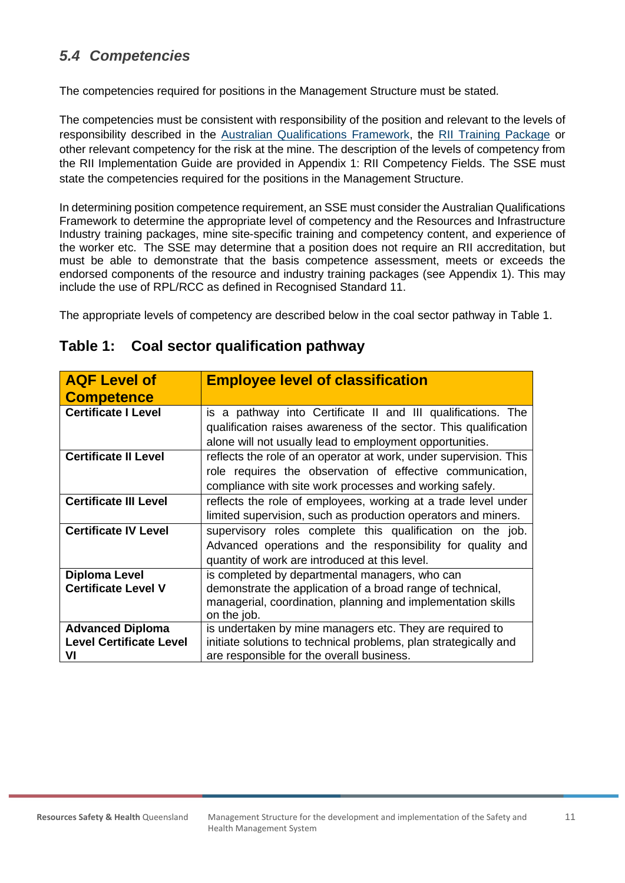## *5.4 Competencies*

The competencies required for positions in the Management Structure must be stated.

The competencies must be consistent with responsibility of the position and relevant to the levels of responsibility described in the Australian Qualifications Framework, the RII Training Package or other relevant competency for the risk at the mine. The description of the levels of competency from the RII Implementation Guide are provided in Appendix 1: RII Competency Fields. The SSE must state the competencies required for the positions in the Management Structure.

In determining position competence requirement, an SSE must consider the Australian Qualifications Framework to determine the appropriate level of competency and the Resources and Infrastructure Industry training packages, mine site-specific training and competency content, and experience of the worker etc. The SSE may determine that a position does not require an RII accreditation, but must be able to demonstrate that the basis competence assessment, meets or exceeds the endorsed components of the resource and industry training packages (see Appendix 1). This may include the use of RPL/RCC as defined in Recognised Standard 11.

The appropriate levels of competency are described below in the coal sector pathway in Table 1.

### Table 1: Coal sector qualification pathway

| AQF Level of Competence | Employee level of classification |
|---|---|
| **Certificate I Level** | is a pathway into Certificate II and III qualifications. The qualification raises awareness of the sector. This qualification alone will not usually lead to employment opportunities. |
| **Certificate II Level** | reflects the role of an operator at work, under supervision. This role requires the observation of effective communication, compliance with site work processes and working safely. |
| **Certificate III Level** | reflects the role of employees, working at a trade level under limited supervision, such as production operators and miners. |
| **Certificate IV Level** | supervisory roles complete this qualification on the job. Advanced operations and the responsibility for quality and quantity of work are introduced at this level. |
| **Diploma Level Certificate Level V** | is completed by departmental managers, who can demonstrate the application of a broad range of technical, managerial, coordination, planning and implementation skills on the job. |
| **Advanced Diploma Level Certificate Level VI** | is undertaken by mine managers etc. They are required to initiate solutions to technical problems, plan strategically and are responsible for the overall business. |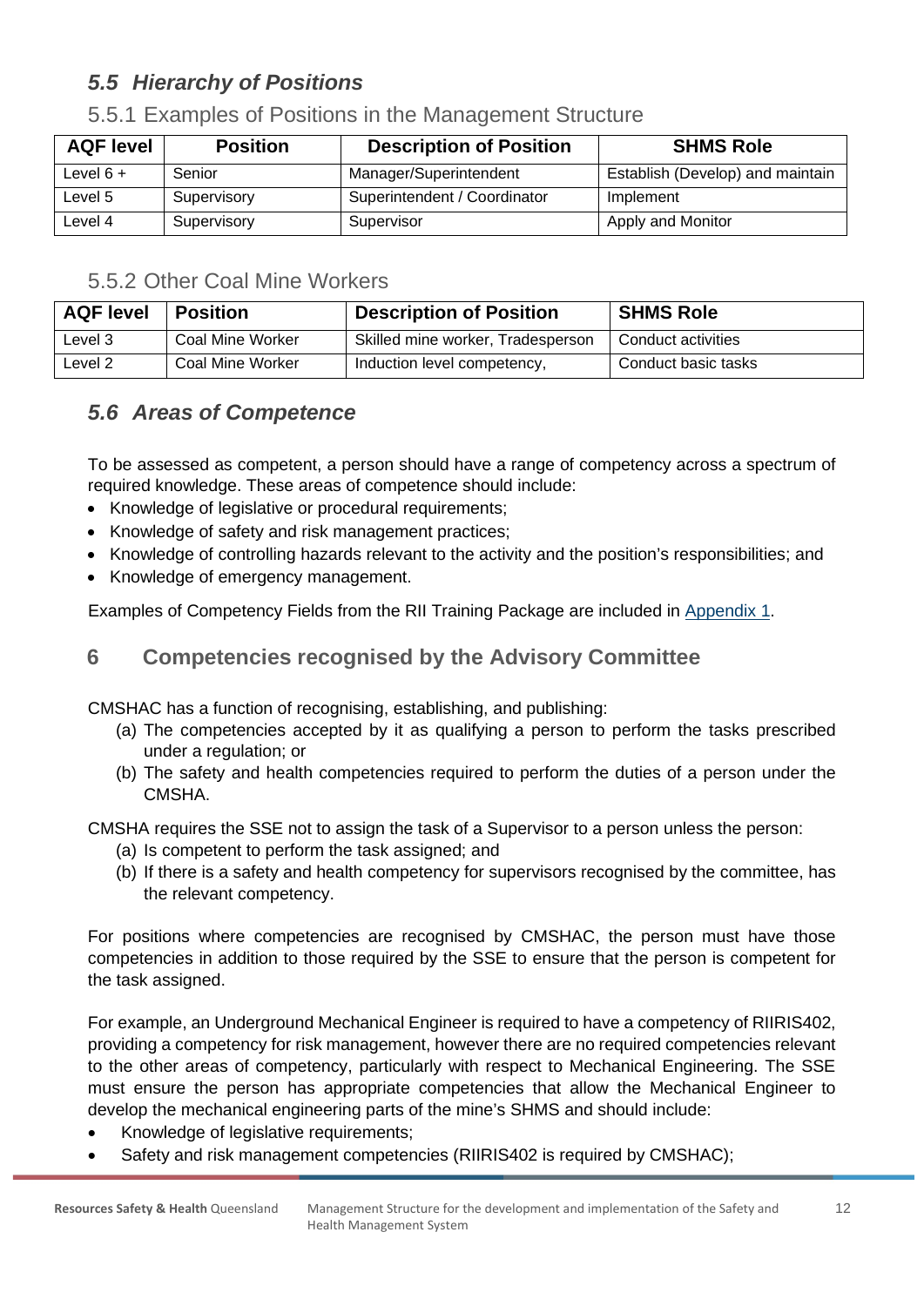## *5.5 Hierarchy of Positions*

### 5.5.1 Examples of Positions in the Management Structure

| AQF level | Position | Description of Position | SHMS Role |
|---|---|---|---|
| Level 6 + | Senior | Manager/Superintendent | Establish (Develop) and maintain |
| Level 5 | Supervisory | Superintendent / Coordinator | Implement |
| Level 4 | Supervisory | Supervisor | Apply and Monitor |

### 5.5.2 Other Coal Mine Workers

| AQF level | Position | Description of Position | SHMS Role |
|---|---|---|---|
| Level 3 | Coal Mine Worker | Skilled mine worker, Tradesperson | Conduct activities |
| Level 2 | Coal Mine Worker | Induction level competency, | Conduct basic tasks |

## *5.6 Areas of Competence*

To be assessed as competent, a person should have a range of competency across a spectrum of required knowledge. These areas of competence should include:

- Knowledge of legislative or procedural requirements;
- Knowledge of safety and risk management practices;
- Knowledge of controlling hazards relevant to the activity and the position's responsibilities; and
- Knowledge of emergency management.

Examples of Competency Fields from the RII Training Package are included in Appendix 1.

# 6 Competencies recognised by the Advisory Committee

CMSHAC has a function of recognising, establishing, and publishing:

(a) The competencies accepted by it as qualifying a person to perform the tasks prescribed under a regulation; or

(b) The safety and health competencies required to perform the duties of a person under the CMSHA.

CMSHA requires the SSE not to assign the task of a Supervisor to a person unless the person:

(a) Is competent to perform the task assigned; and

(b) If there is a safety and health competency for supervisors recognised by the committee, has the relevant competency.

For positions where competencies are recognised by CMSHAC, the person must have those competencies in addition to those required by the SSE to ensure that the person is competent for the task assigned.

For example, an Underground Mechanical Engineer is required to have a competency of RIIRIS402, providing a competency for risk management, however there are no required competencies relevant to the other areas of competency, particularly with respect to Mechanical Engineering. The SSE must ensure the person has appropriate competencies that allow the Mechanical Engineer to develop the mechanical engineering parts of the mine's SHMS and should include:

- Knowledge of legislative requirements;
- Safety and risk management competencies (RIIRIS402 is required by CMSHAC);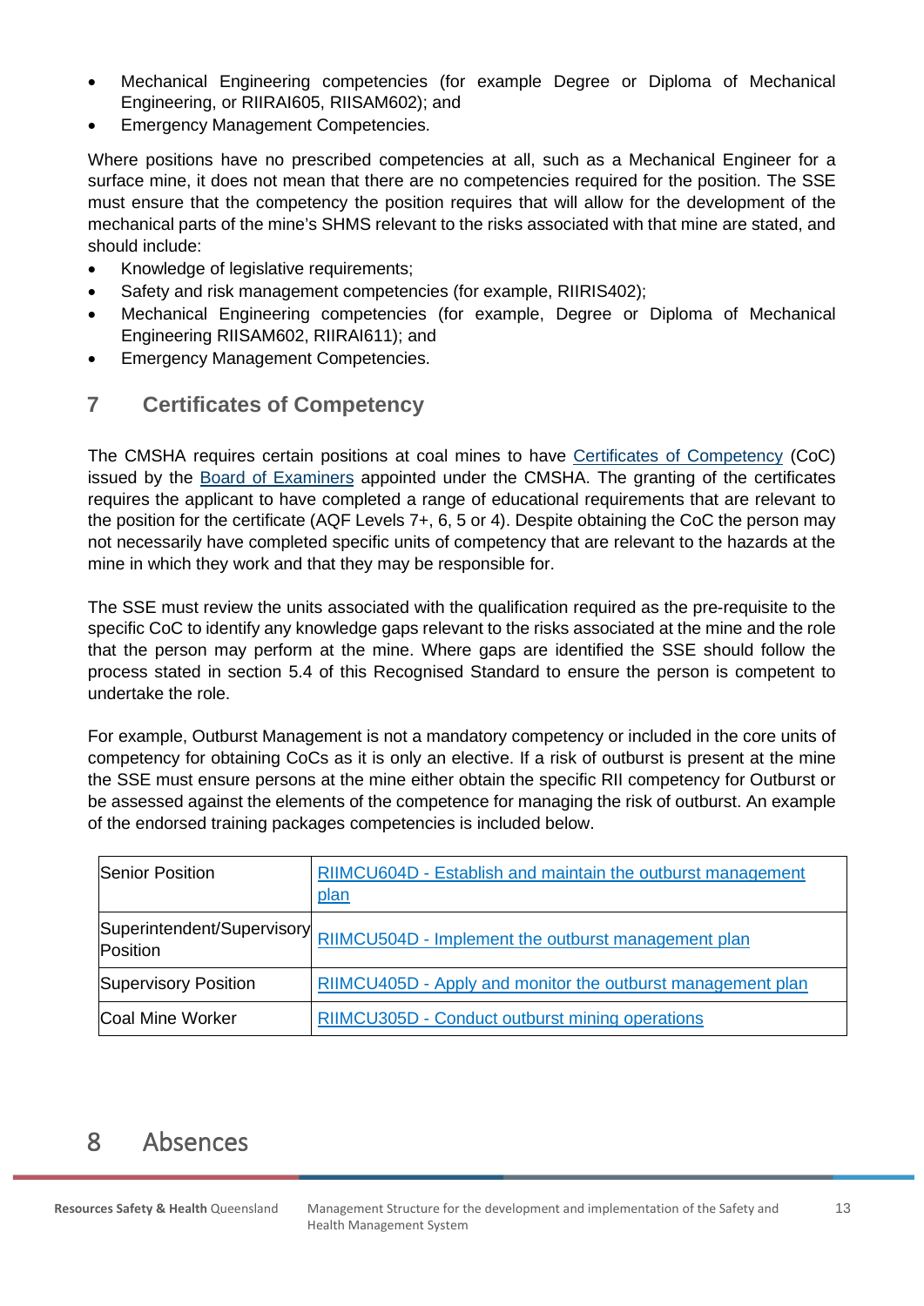- Mechanical Engineering competencies (for example Degree or Diploma of Mechanical Engineering, or RIIRAI605, RIISAM602); and
- Emergency Management Competencies.

Where positions have no prescribed competencies at all, such as a Mechanical Engineer for a surface mine, it does not mean that there are no competencies required for the position. The SSE must ensure that the competency the position requires that will allow for the development of the mechanical parts of the mine's SHMS relevant to the risks associated with that mine are stated, and should include:

- Knowledge of legislative requirements;
- Safety and risk management competencies (for example, RIIRIS402);
- Mechanical Engineering competencies (for example, Degree or Diploma of Mechanical Engineering RIISAM602, RIIRAI611); and
- Emergency Management Competencies.

## 7 Certificates of Competency

The CMSHA requires certain positions at coal mines to have Certificates of Competency (CoC) issued by the Board of Examiners appointed under the CMSHA. The granting of the certificates requires the applicant to have completed a range of educational requirements that are relevant to the position for the certificate (AQF Levels 7+, 6, 5 or 4). Despite obtaining the CoC the person may not necessarily have completed specific units of competency that are relevant to the hazards at the mine in which they work and that they may be responsible for.

The SSE must review the units associated with the qualification required as the pre-requisite to the specific CoC to identify any knowledge gaps relevant to the risks associated at the mine and the role that the person may perform at the mine. Where gaps are identified the SSE should follow the process stated in section 5.4 of this Recognised Standard to ensure the person is competent to undertake the role.

For example, Outburst Management is not a mandatory competency or included in the core units of competency for obtaining CoCs as it is only an elective. If a risk of outburst is present at the mine the SSE must ensure persons at the mine either obtain the specific RII competency for Outburst or be assessed against the elements of the competence for managing the risk of outburst. An example of the endorsed training packages competencies is included below.

| | |
|---|---|
| Senior Position | RIIMCU604D - Establish and maintain the outburst management plan |
| Superintendent/Supervisory Position | RIIMCU504D - Implement the outburst management plan |
| Supervisory Position | RIIMCU405D - Apply and monitor the outburst management plan |
| Coal Mine Worker | RIIMCU305D - Conduct outburst mining operations |

## 8 Absences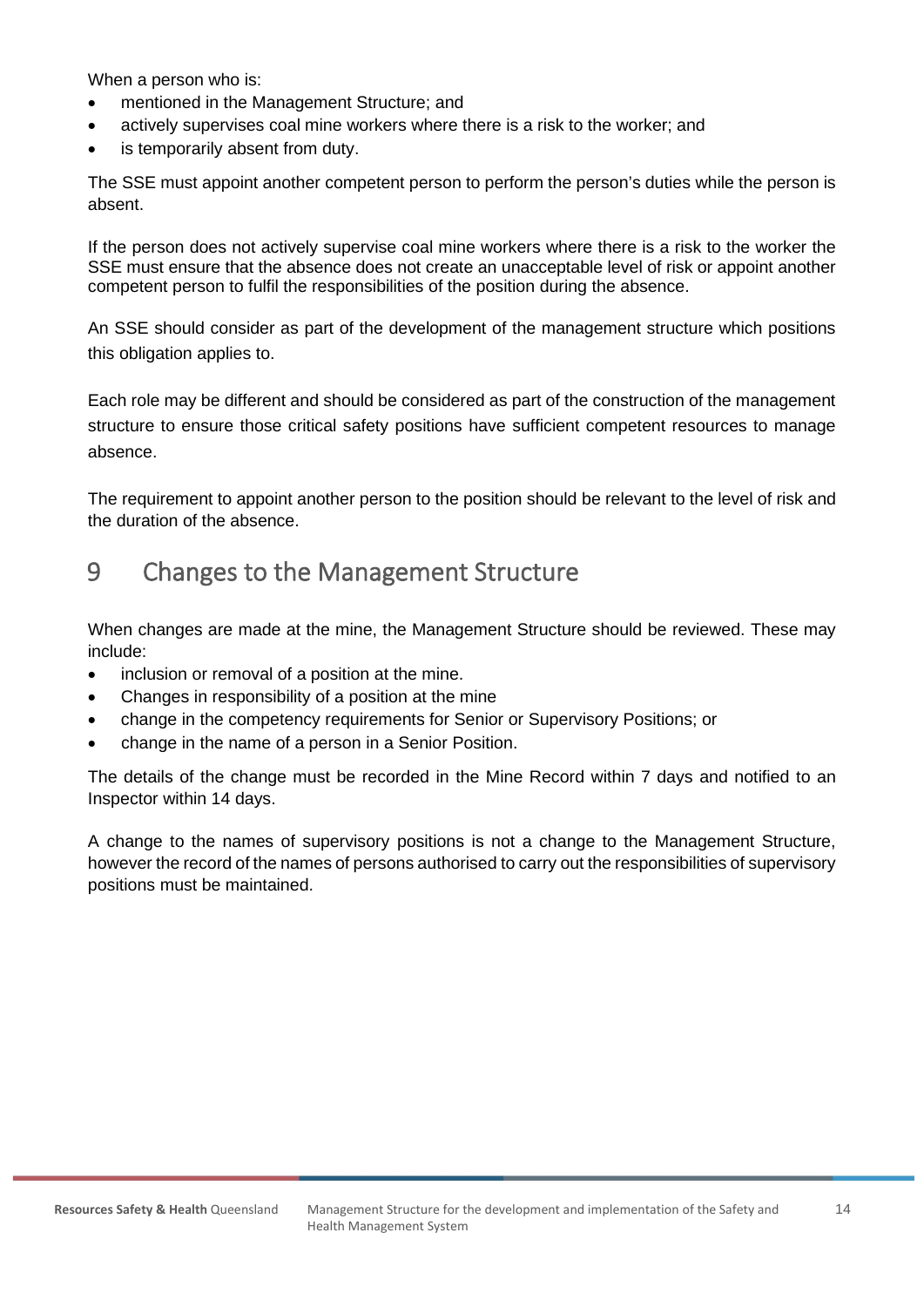When a person who is:

- mentioned in the Management Structure; and
- actively supervises coal mine workers where there is a risk to the worker; and
- is temporarily absent from duty.

The SSE must appoint another competent person to perform the person's duties while the person is absent.

If the person does not actively supervise coal mine workers where there is a risk to the worker the SSE must ensure that the absence does not create an unacceptable level of risk or appoint another competent person to fulfil the responsibilities of the position during the absence.

An SSE should consider as part of the development of the management structure which positions this obligation applies to.

Each role may be different and should be considered as part of the construction of the management structure to ensure those critical safety positions have sufficient competent resources to manage absence.

The requirement to appoint another person to the position should be relevant to the level of risk and the duration of the absence.

# 9 Changes to the Management Structure

When changes are made at the mine, the Management Structure should be reviewed. These may include:

- inclusion or removal of a position at the mine.
- Changes in responsibility of a position at the mine
- change in the competency requirements for Senior or Supervisory Positions; or
- change in the name of a person in a Senior Position.

The details of the change must be recorded in the Mine Record within 7 days and notified to an Inspector within 14 days.

A change to the names of supervisory positions is not a change to the Management Structure, however the record of the names of persons authorised to carry out the responsibilities of supervisory positions must be maintained.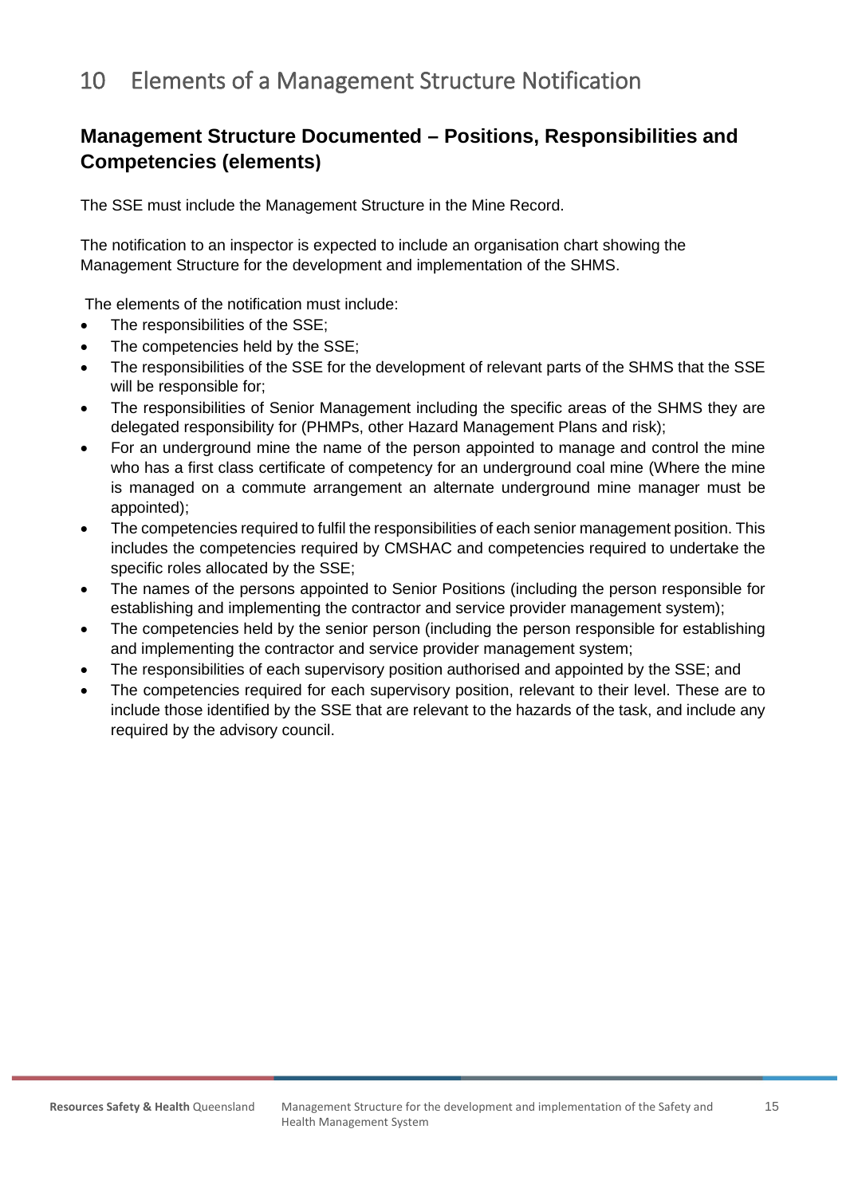# 10 Elements of a Management Structure Notification

## Management Structure Documented – Positions, Responsibilities and Competencies (elements)

The SSE must include the Management Structure in the Mine Record.

The notification to an inspector is expected to include an organisation chart showing the Management Structure for the development and implementation of the SHMS.

The elements of the notification must include:

- The responsibilities of the SSE;
- The competencies held by the SSE;
- The responsibilities of the SSE for the development of relevant parts of the SHMS that the SSE will be responsible for;
- The responsibilities of Senior Management including the specific areas of the SHMS they are delegated responsibility for (PHMPs, other Hazard Management Plans and risk);
- For an underground mine the name of the person appointed to manage and control the mine who has a first class certificate of competency for an underground coal mine (Where the mine is managed on a commute arrangement an alternate underground mine manager must be appointed);
- The competencies required to fulfil the responsibilities of each senior management position. This includes the competencies required by CMSHAC and competencies required to undertake the specific roles allocated by the SSE;
- The names of the persons appointed to Senior Positions (including the person responsible for establishing and implementing the contractor and service provider management system);
- The competencies held by the senior person (including the person responsible for establishing and implementing the contractor and service provider management system;
- The responsibilities of each supervisory position authorised and appointed by the SSE; and
- The competencies required for each supervisory position, relevant to their level. These are to include those identified by the SSE that are relevant to the hazards of the task, and include any required by the advisory council.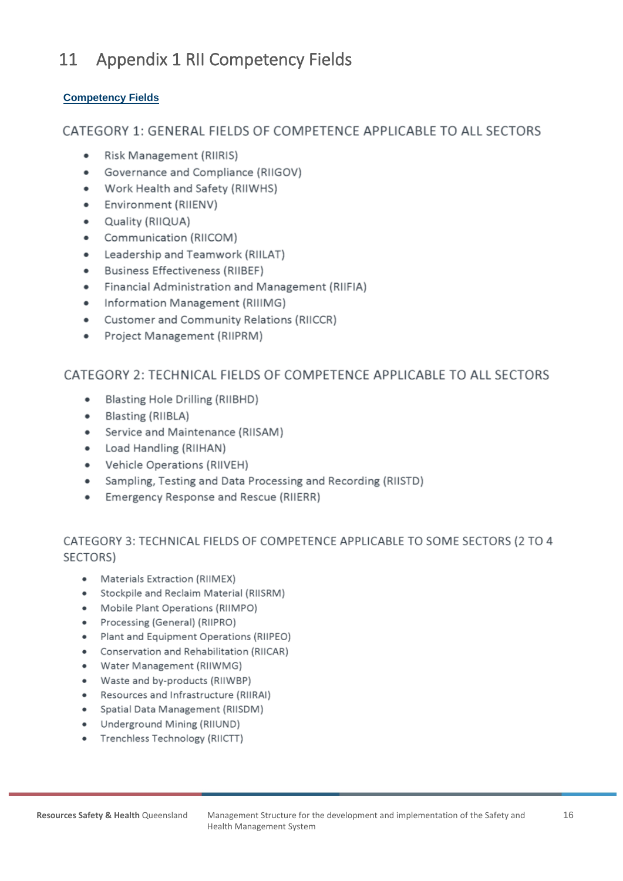# 11 Appendix 1 RII Competency Fields

**Competency Fields**

## CATEGORY 1: GENERAL FIELDS OF COMPETENCE APPLICABLE TO ALL SECTORS

- Risk Management (RIIRIS)
- Governance and Compliance (RIIGOV)
- Work Health and Safety (RIIWHS)
- Environment (RIIENV)
- Quality (RIIQUA)
- Communication (RIICOM)
- Leadership and Teamwork (RIILAT)
- Business Effectiveness (RIIBEF)
- Financial Administration and Management (RIIFIA)
- Information Management (RIIIMG)
- Customer and Community Relations (RIICCR)
- Project Management (RIIPRM)

## CATEGORY 2: TECHNICAL FIELDS OF COMPETENCE APPLICABLE TO ALL SECTORS

- Blasting Hole Drilling (RIIBHD)
- Blasting (RIIBLA)
- Service and Maintenance (RIISAM)
- Load Handling (RIIHAN)
- Vehicle Operations (RIIVEH)
- Sampling, Testing and Data Processing and Recording (RIISTD)
- Emergency Response and Rescue (RIIERR)

## CATEGORY 3: TECHNICAL FIELDS OF COMPETENCE APPLICABLE TO SOME SECTORS (2 TO 4 SECTORS)

- Materials Extraction (RIIMEX)
- Stockpile and Reclaim Material (RIISRM)
- Mobile Plant Operations (RIIMPO)
- Processing (General) (RIIPRO)
- Plant and Equipment Operations (RIIPEO)
- Conservation and Rehabilitation (RIICAR)
- Water Management (RIIWMG)
- Waste and by-products (RIIWBP)
- Resources and Infrastructure (RIIRAI)
- Spatial Data Management (RIISDM)
- Underground Mining (RIIUND)
- Trenchless Technology (RIICTT)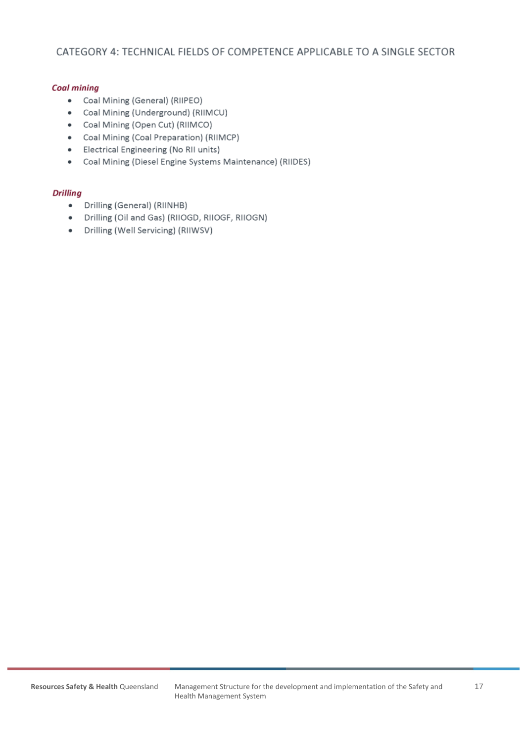## CATEGORY 4: TECHNICAL FIELDS OF COMPETENCE APPLICABLE TO A SINGLE SECTOR

***Coal mining***

- Coal Mining (General) (RIIPEO)
- Coal Mining (Underground) (RIIMCU)
- Coal Mining (Open Cut) (RIIMCO)
- Coal Mining (Coal Preparation) (RIIMCP)
- Electrical Engineering (No RII units)
- Coal Mining (Diesel Engine Systems Maintenance) (RIIDES)

***Drilling***

- Drilling (General) (RIINHB)
- Drilling (Oil and Gas) (RIIOGD, RIIOGF, RIIOGN)
- Drilling (Well Servicing) (RIIWSV)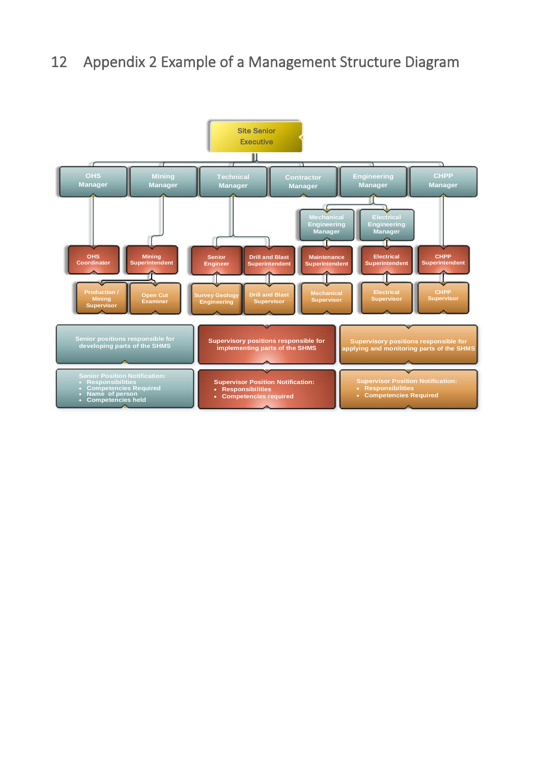# 12 Appendix 2 Example of a Management Structure Diagram

Site Senior Executive

OHS Manager

Mining Manager

Technical Manager

Contractor Manager

Engineering Manager

CHPP Manager

Mechanical Engineering Manager

Electrical Engineering Manager

OHS Coordinator

Mining Superintendent

Senior Engineer

Drill and Blast Superintendent

Maintenance Superintendent

Electrical Superintendent

CHPP Superintendent

Production / Mining Supervisor

Open Cut Examiner

Survey Geology Engineering

Drill and Blast Supervisor

Mechanical Supervisor

Electrical Supervisor

CHPP Supervisor

Senior positions responsible for developing parts of the SHMS

Supervisory positions responsible for implementing parts of the SHMS

Supervisory positions responsible for applying and monitoring parts of the SHMS

Senior Position Notification:
- Responsibilities
- Competencies Required
- Name of person
- Competencies held

Supervisor Position Notification:
- Responsibilities
- Competencies required

Supervisor Position Notification:
- Responsibilities
- Competencies Required